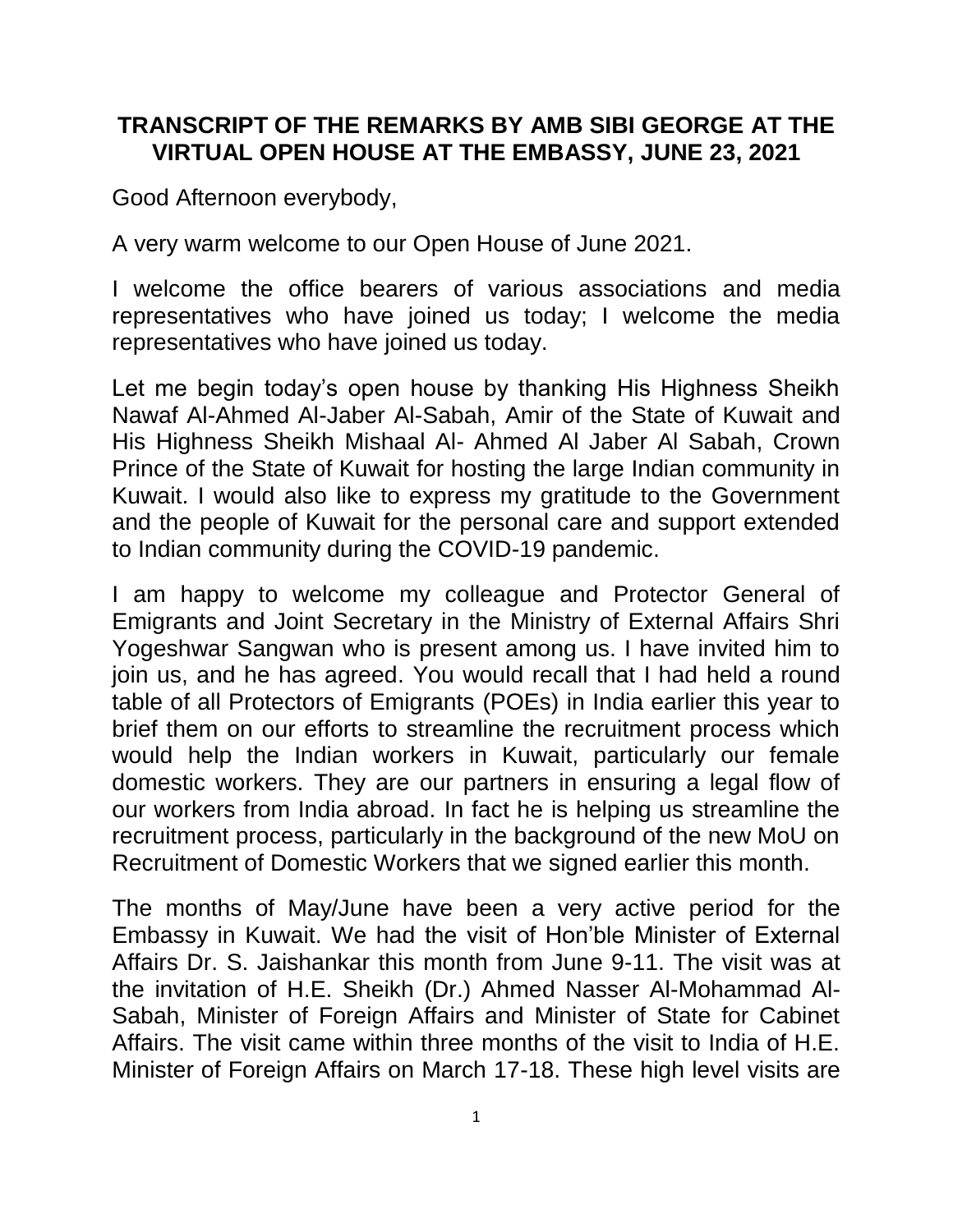# TRANSCRIPT OF THE REMARKS BY AMB SIBI GEORGE AT THE VIRTUAL OPEN HOUSE AT THE EMBASSY, JUNE 23, 2021

Good Afternoon everybody,

A very warm welcome to our Open House of June 2021.

I welcome the office bearers of various associations and media representatives who have joined us today; I welcome the media representatives who have joined us today.

Let me begin today's open house by thanking His Highness Sheikh Nawaf Al-Ahmed Al-Jaber Al-Sabah, Amir of the State of Kuwait and His Highness Sheikh Mishaal Al- Ahmed Al Jaber Al Sabah, Crown Prince of the State of Kuwait for hosting the large Indian community in Kuwait. I would also like to express my gratitude to the Government and the people of Kuwait for the personal care and support extended to Indian community during the COVID-19 pandemic.

I am happy to welcome my colleague and Protector General of Emigrants and Joint Secretary in the Ministry of External Affairs Shri Yogeshwar Sangwan who is present among us. I have invited him to join us, and he has agreed. You would recall that I had held a round table of all Protectors of Emigrants (POEs) in India earlier this year to brief them on our efforts to streamline the recruitment process which would help the Indian workers in Kuwait, particularly our female domestic workers. They are our partners in ensuring a legal flow of our workers from India abroad. In fact he is helping us streamline the recruitment process, particularly in the background of the new MoU on Recruitment of Domestic Workers that we signed earlier this month.

The months of May/June have been a very active period for the Embassy in Kuwait. We had the visit of Hon'ble Minister of External Affairs Dr. S. Jaishankar this month from June 9-11. The visit was at the invitation of H.E. Sheikh (Dr.) Ahmed Nasser Al-Mohammad Al-Sabah, Minister of Foreign Affairs and Minister of State for Cabinet Affairs. The visit came within three months of the visit to India of H.E. Minister of Foreign Affairs on March 17-18. These high level visits are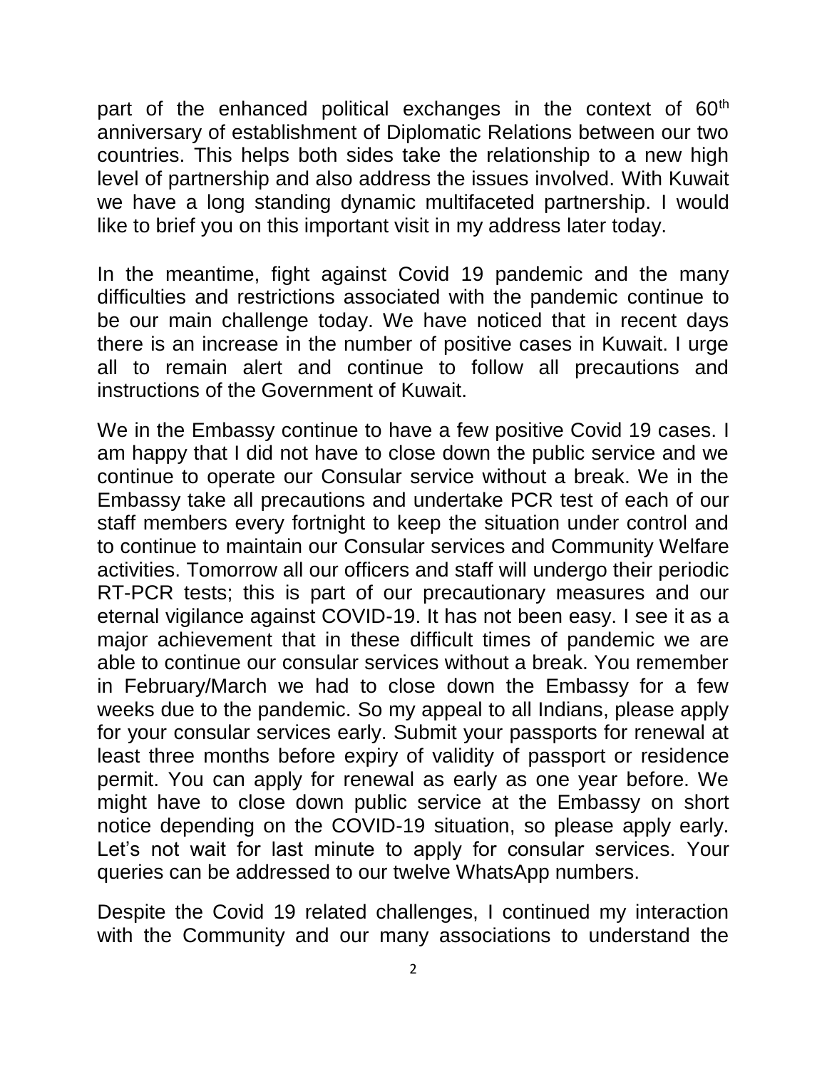part of the enhanced political exchanges in the context of 60th anniversary of establishment of Diplomatic Relations between our two countries. This helps both sides take the relationship to a new high level of partnership and also address the issues involved. With Kuwait we have a long standing dynamic multifaceted partnership. I would like to brief you on this important visit in my address later today.

In the meantime, fight against Covid 19 pandemic and the many difficulties and restrictions associated with the pandemic continue to be our main challenge today. We have noticed that in recent days there is an increase in the number of positive cases in Kuwait. I urge all to remain alert and continue to follow all precautions and instructions of the Government of Kuwait.

We in the Embassy continue to have a few positive Covid 19 cases. I am happy that I did not have to close down the public service and we continue to operate our Consular service without a break. We in the Embassy take all precautions and undertake PCR test of each of our staff members every fortnight to keep the situation under control and to continue to maintain our Consular services and Community Welfare activities. Tomorrow all our officers and staff will undergo their periodic RT-PCR tests; this is part of our precautionary measures and our eternal vigilance against COVID-19. It has not been easy. I see it as a major achievement that in these difficult times of pandemic we are able to continue our consular services without a break. You remember in February/March we had to close down the Embassy for a few weeks due to the pandemic. So my appeal to all Indians, please apply for your consular services early. Submit your passports for renewal at least three months before expiry of validity of passport or residence permit. You can apply for renewal as early as one year before. We might have to close down public service at the Embassy on short notice depending on the COVID-19 situation, so please apply early. Let's not wait for last minute to apply for consular services. Your queries can be addressed to our twelve WhatsApp numbers.

Despite the Covid 19 related challenges, I continued my interaction with the Community and our many associations to understand the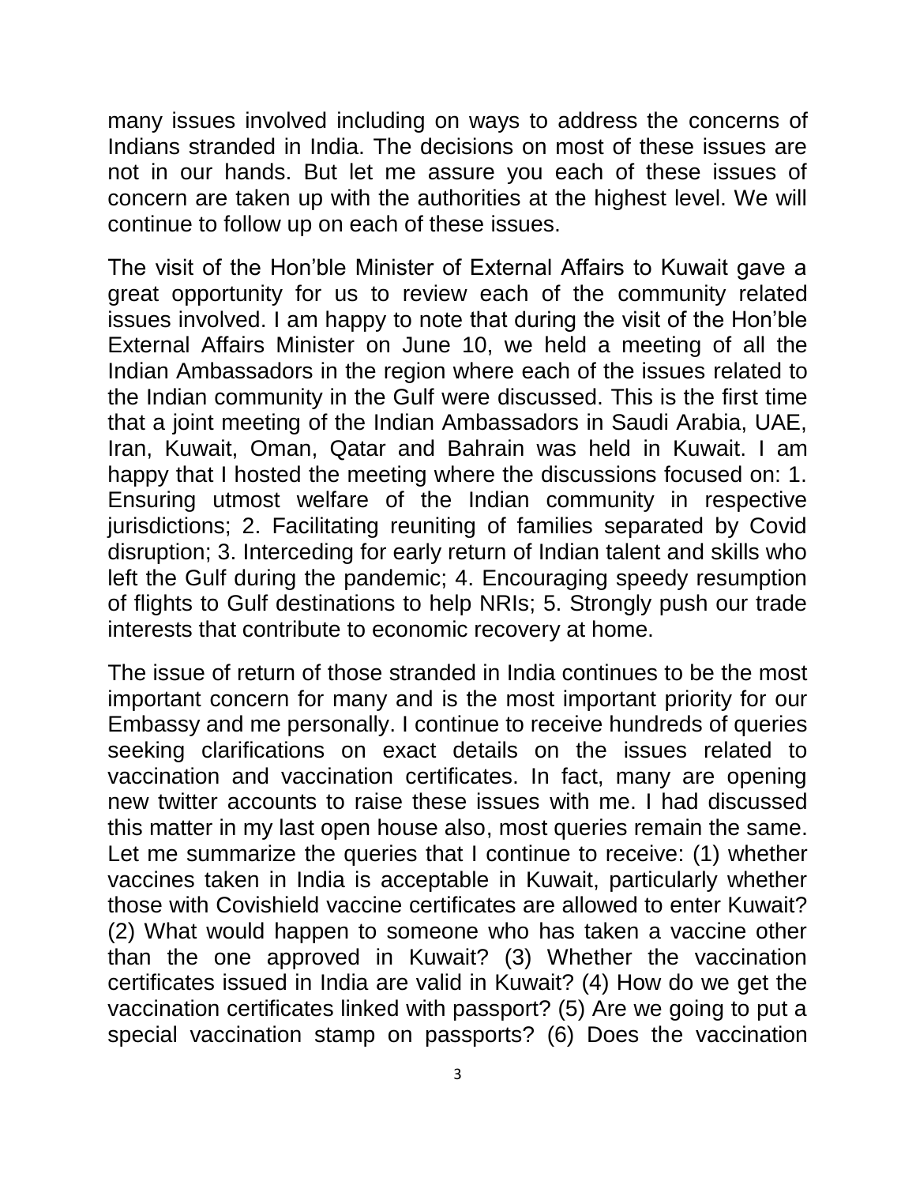many issues involved including on ways to address the concerns of Indians stranded in India. The decisions on most of these issues are not in our hands. But let me assure you each of these issues of concern are taken up with the authorities at the highest level. We will continue to follow up on each of these issues.

The visit of the Hon'ble Minister of External Affairs to Kuwait gave a great opportunity for us to review each of the community related issues involved. I am happy to note that during the visit of the Hon'ble External Affairs Minister on June 10, we held a meeting of all the Indian Ambassadors in the region where each of the issues related to the Indian community in the Gulf were discussed. This is the first time that a joint meeting of the Indian Ambassadors in Saudi Arabia, UAE, Iran, Kuwait, Oman, Qatar and Bahrain was held in Kuwait. I am happy that I hosted the meeting where the discussions focused on: 1. Ensuring utmost welfare of the Indian community in respective jurisdictions; 2. Facilitating reuniting of families separated by Covid disruption; 3. Interceding for early return of Indian talent and skills who left the Gulf during the pandemic; 4. Encouraging speedy resumption of flights to Gulf destinations to help NRIs; 5. Strongly push our trade interests that contribute to economic recovery at home.

The issue of return of those stranded in India continues to be the most important concern for many and is the most important priority for our Embassy and me personally. I continue to receive hundreds of queries seeking clarifications on exact details on the issues related to vaccination and vaccination certificates. In fact, many are opening new twitter accounts to raise these issues with me. I had discussed this matter in my last open house also, most queries remain the same. Let me summarize the queries that I continue to receive: (1) whether vaccines taken in India is acceptable in Kuwait, particularly whether those with Covishield vaccine certificates are allowed to enter Kuwait? (2) What would happen to someone who has taken a vaccine other than the one approved in Kuwait? (3) Whether the vaccination certificates issued in India are valid in Kuwait? (4) How do we get the vaccination certificates linked with passport? (5) Are we going to put a special vaccination stamp on passports? (6) Does the vaccination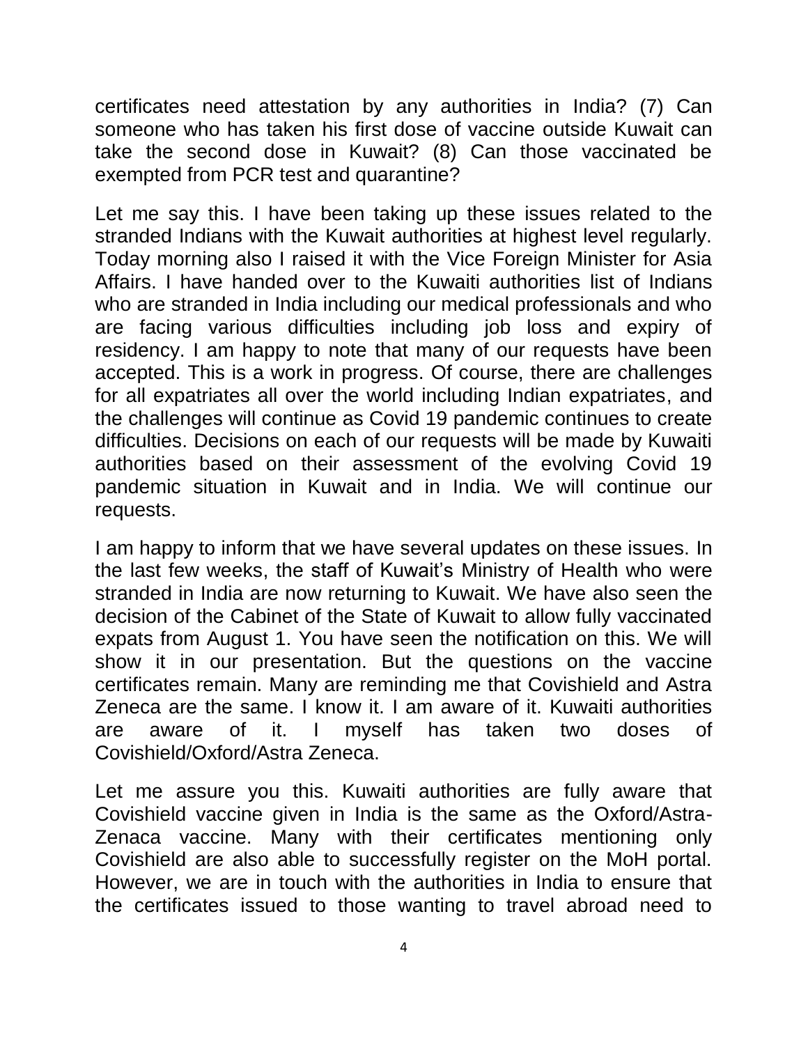certificates need attestation by any authorities in India? (7) Can someone who has taken his first dose of vaccine outside Kuwait can take the second dose in Kuwait? (8) Can those vaccinated be exempted from PCR test and quarantine?

Let me say this. I have been taking up these issues related to the stranded Indians with the Kuwait authorities at highest level regularly. Today morning also I raised it with the Vice Foreign Minister for Asia Affairs. I have handed over to the Kuwaiti authorities list of Indians who are stranded in India including our medical professionals and who are facing various difficulties including job loss and expiry of residency. I am happy to note that many of our requests have been accepted. This is a work in progress. Of course, there are challenges for all expatriates all over the world including Indian expatriates, and the challenges will continue as Covid 19 pandemic continues to create difficulties. Decisions on each of our requests will be made by Kuwaiti authorities based on their assessment of the evolving Covid 19 pandemic situation in Kuwait and in India. We will continue our requests.

I am happy to inform that we have several updates on these issues. In the last few weeks, the staff of Kuwait's Ministry of Health who were stranded in India are now returning to Kuwait. We have also seen the decision of the Cabinet of the State of Kuwait to allow fully vaccinated expats from August 1. You have seen the notification on this. We will show it in our presentation. But the questions on the vaccine certificates remain. Many are reminding me that Covishield and Astra Zeneca are the same. I know it. I am aware of it. Kuwaiti authorities are aware of it. I myself has taken two doses of Covishield/Oxford/Astra Zeneca.

Let me assure you this. Kuwaiti authorities are fully aware that Covishield vaccine given in India is the same as the Oxford/Astra-Zenaca vaccine. Many with their certificates mentioning only Covishield are also able to successfully register on the MoH portal. However, we are in touch with the authorities in India to ensure that the certificates issued to those wanting to travel abroad need to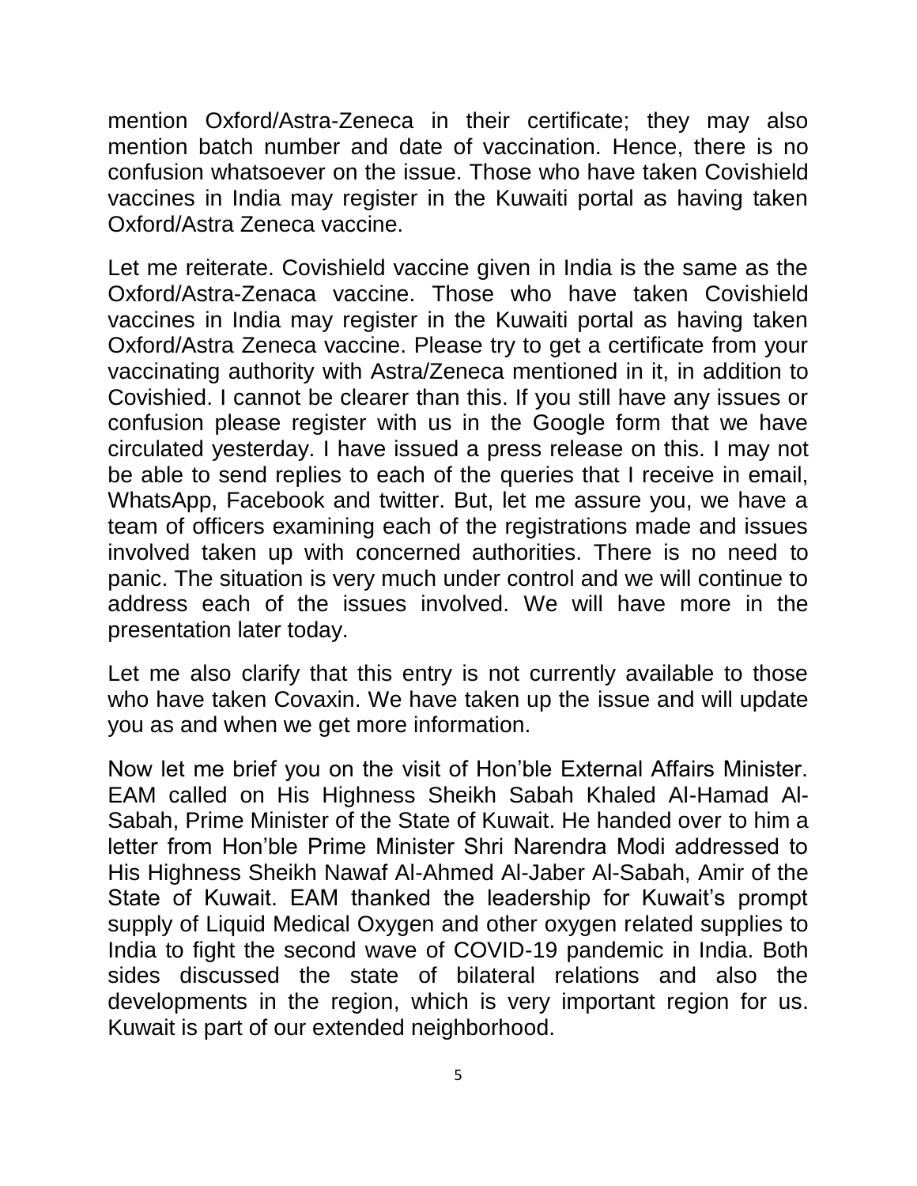mention Oxford/Astra-Zeneca in their certificate; they may also mention batch number and date of vaccination. Hence, there is no confusion whatsoever on the issue. Those who have taken Covishield vaccines in India may register in the Kuwaiti portal as having taken Oxford/Astra Zeneca vaccine.

Let me reiterate. Covishield vaccine given in India is the same as the Oxford/Astra-Zenaca vaccine. Those who have taken Covishield vaccines in India may register in the Kuwaiti portal as having taken Oxford/Astra Zeneca vaccine. Please try to get a certificate from your vaccinating authority with Astra/Zeneca mentioned in it, in addition to Covishied. I cannot be clearer than this. If you still have any issues or confusion please register with us in the Google form that we have circulated yesterday. I have issued a press release on this. I may not be able to send replies to each of the queries that I receive in email, WhatsApp, Facebook and twitter. But, let me assure you, we have a team of officers examining each of the registrations made and issues involved taken up with concerned authorities. There is no need to panic. The situation is very much under control and we will continue to address each of the issues involved. We will have more in the presentation later today.

Let me also clarify that this entry is not currently available to those who have taken Covaxin. We have taken up the issue and will update you as and when we get more information.

Now let me brief you on the visit of Hon'ble External Affairs Minister. EAM called on His Highness Sheikh Sabah Khaled Al-Hamad Al-Sabah, Prime Minister of the State of Kuwait. He handed over to him a letter from Hon'ble Prime Minister Shri Narendra Modi addressed to His Highness Sheikh Nawaf Al-Ahmed Al-Jaber Al-Sabah, Amir of the State of Kuwait. EAM thanked the leadership for Kuwait's prompt supply of Liquid Medical Oxygen and other oxygen related supplies to India to fight the second wave of COVID-19 pandemic in India. Both sides discussed the state of bilateral relations and also the developments in the region, which is very important region for us. Kuwait is part of our extended neighborhood.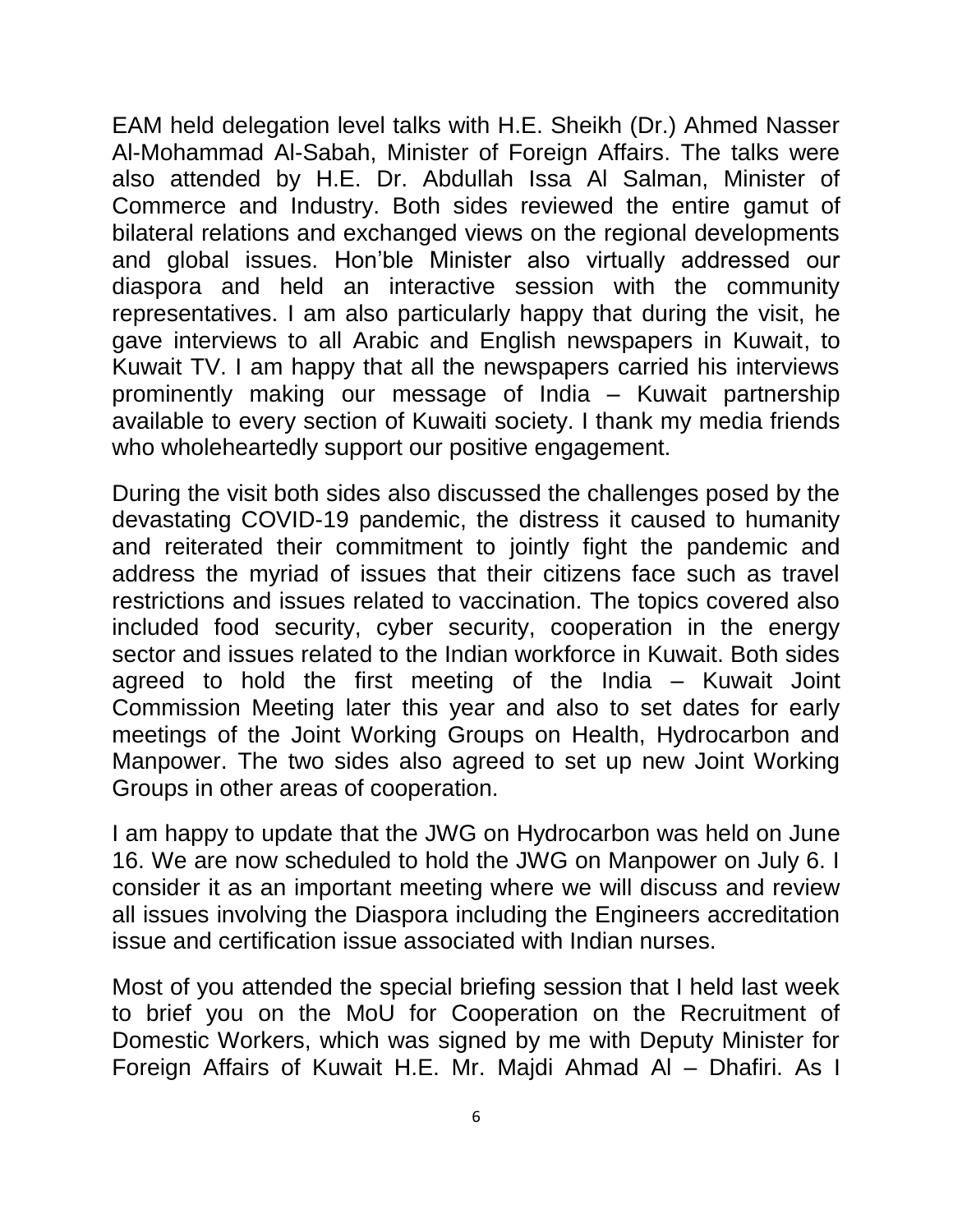EAM held delegation level talks with H.E. Sheikh (Dr.) Ahmed Nasser Al-Mohammad Al-Sabah, Minister of Foreign Affairs. The talks were also attended by H.E. Dr. Abdullah Issa Al Salman, Minister of Commerce and Industry. Both sides reviewed the entire gamut of bilateral relations and exchanged views on the regional developments and global issues. Hon'ble Minister also virtually addressed our diaspora and held an interactive session with the community representatives. I am also particularly happy that during the visit, he gave interviews to all Arabic and English newspapers in Kuwait, to Kuwait TV. I am happy that all the newspapers carried his interviews prominently making our message of India – Kuwait partnership available to every section of Kuwaiti society. I thank my media friends who wholeheartedly support our positive engagement.

During the visit both sides also discussed the challenges posed by the devastating COVID-19 pandemic, the distress it caused to humanity and reiterated their commitment to jointly fight the pandemic and address the myriad of issues that their citizens face such as travel restrictions and issues related to vaccination. The topics covered also included food security, cyber security, cooperation in the energy sector and issues related to the Indian workforce in Kuwait. Both sides agreed to hold the first meeting of the India – Kuwait Joint Commission Meeting later this year and also to set dates for early meetings of the Joint Working Groups on Health, Hydrocarbon and Manpower. The two sides also agreed to set up new Joint Working Groups in other areas of cooperation.

I am happy to update that the JWG on Hydrocarbon was held on June 16. We are now scheduled to hold the JWG on Manpower on July 6. I consider it as an important meeting where we will discuss and review all issues involving the Diaspora including the Engineers accreditation issue and certification issue associated with Indian nurses.

Most of you attended the special briefing session that I held last week to brief you on the MoU for Cooperation on the Recruitment of Domestic Workers, which was signed by me with Deputy Minister for Foreign Affairs of Kuwait H.E. Mr. Majdi Ahmad Al – Dhafiri. As I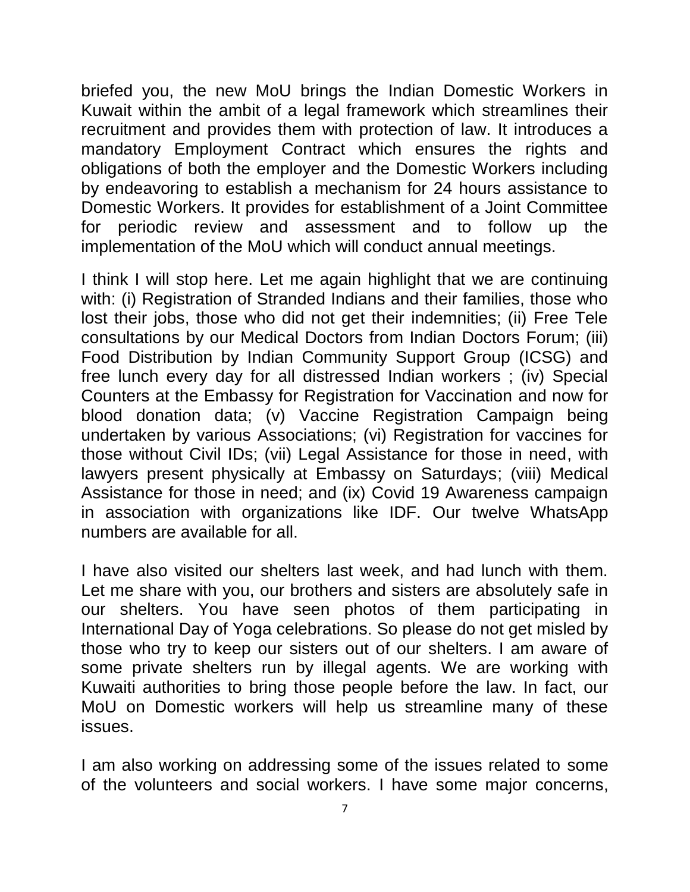briefed you, the new MoU brings the Indian Domestic Workers in Kuwait within the ambit of a legal framework which streamlines their recruitment and provides them with protection of law. It introduces a mandatory Employment Contract which ensures the rights and obligations of both the employer and the Domestic Workers including by endeavoring to establish a mechanism for 24 hours assistance to Domestic Workers. It provides for establishment of a Joint Committee for periodic review and assessment and to follow up the implementation of the MoU which will conduct annual meetings.

I think I will stop here. Let me again highlight that we are continuing with: (i) Registration of Stranded Indians and their families, those who lost their jobs, those who did not get their indemnities; (ii) Free Tele consultations by our Medical Doctors from Indian Doctors Forum; (iii) Food Distribution by Indian Community Support Group (ICSG) and free lunch every day for all distressed Indian workers ; (iv) Special Counters at the Embassy for Registration for Vaccination and now for blood donation data; (v) Vaccine Registration Campaign being undertaken by various Associations; (vi) Registration for vaccines for those without Civil IDs; (vii) Legal Assistance for those in need, with lawyers present physically at Embassy on Saturdays; (viii) Medical Assistance for those in need; and (ix) Covid 19 Awareness campaign in association with organizations like IDF. Our twelve WhatsApp numbers are available for all.

I have also visited our shelters last week, and had lunch with them. Let me share with you, our brothers and sisters are absolutely safe in our shelters. You have seen photos of them participating in International Day of Yoga celebrations. So please do not get misled by those who try to keep our sisters out of our shelters. I am aware of some private shelters run by illegal agents. We are working with Kuwaiti authorities to bring those people before the law. In fact, our MoU on Domestic workers will help us streamline many of these issues.

I am also working on addressing some of the issues related to some of the volunteers and social workers. I have some major concerns,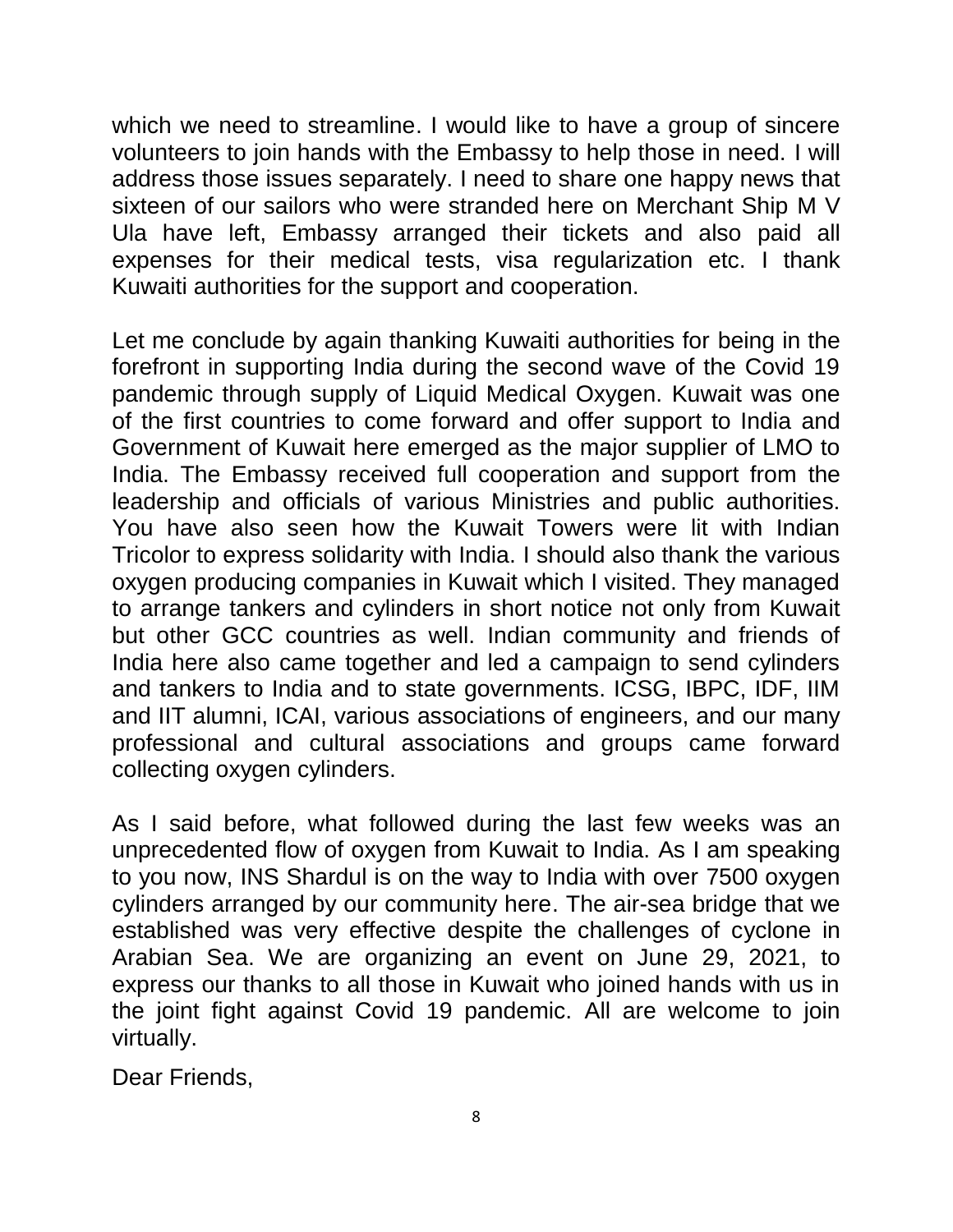which we need to streamline. I would like to have a group of sincere volunteers to join hands with the Embassy to help those in need. I will address those issues separately. I need to share one happy news that sixteen of our sailors who were stranded here on Merchant Ship M V Ula have left, Embassy arranged their tickets and also paid all expenses for their medical tests, visa regularization etc. I thank Kuwaiti authorities for the support and cooperation.

Let me conclude by again thanking Kuwaiti authorities for being in the forefront in supporting India during the second wave of the Covid 19 pandemic through supply of Liquid Medical Oxygen. Kuwait was one of the first countries to come forward and offer support to India and Government of Kuwait here emerged as the major supplier of LMO to India. The Embassy received full cooperation and support from the leadership and officials of various Ministries and public authorities. You have also seen how the Kuwait Towers were lit with Indian Tricolor to express solidarity with India. I should also thank the various oxygen producing companies in Kuwait which I visited. They managed to arrange tankers and cylinders in short notice not only from Kuwait but other GCC countries as well. Indian community and friends of India here also came together and led a campaign to send cylinders and tankers to India and to state governments. ICSG, IBPC, IDF, IIM and IIT alumni, ICAI, various associations of engineers, and our many professional and cultural associations and groups came forward collecting oxygen cylinders.

As I said before, what followed during the last few weeks was an unprecedented flow of oxygen from Kuwait to India. As I am speaking to you now, INS Shardul is on the way to India with over 7500 oxygen cylinders arranged by our community here. The air-sea bridge that we established was very effective despite the challenges of cyclone in Arabian Sea. We are organizing an event on June 29, 2021, to express our thanks to all those in Kuwait who joined hands with us in the joint fight against Covid 19 pandemic. All are welcome to join virtually.

Dear Friends,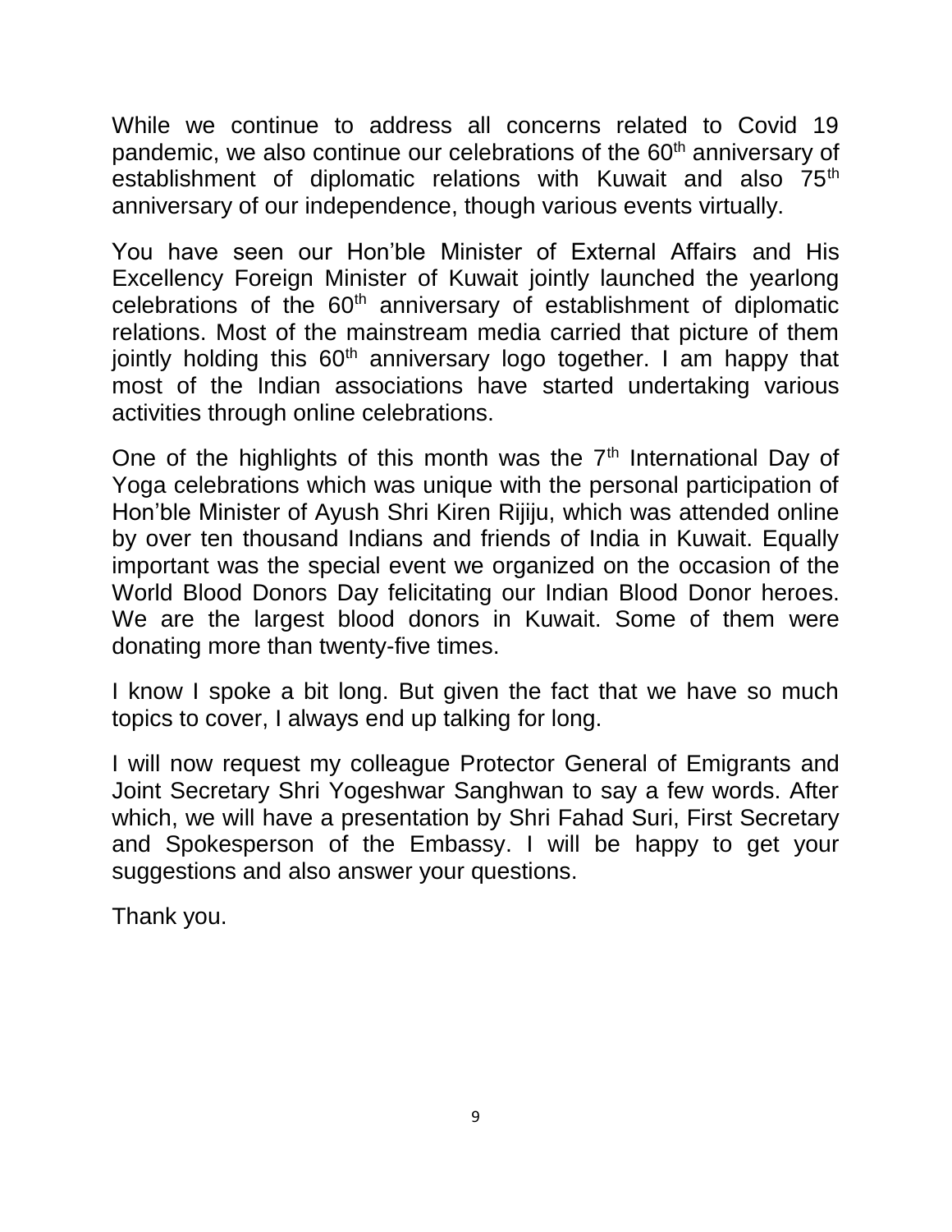While we continue to address all concerns related to Covid 19 pandemic, we also continue our celebrations of the 60th anniversary of establishment of diplomatic relations with Kuwait and also 75th anniversary of our independence, though various events virtually.

You have seen our Hon'ble Minister of External Affairs and His Excellency Foreign Minister of Kuwait jointly launched the yearlong celebrations of the 60th anniversary of establishment of diplomatic relations. Most of the mainstream media carried that picture of them jointly holding this 60th anniversary logo together. I am happy that most of the Indian associations have started undertaking various activities through online celebrations.

One of the highlights of this month was the 7th International Day of Yoga celebrations which was unique with the personal participation of Hon'ble Minister of Ayush Shri Kiren Rijiju, which was attended online by over ten thousand Indians and friends of India in Kuwait. Equally important was the special event we organized on the occasion of the World Blood Donors Day felicitating our Indian Blood Donor heroes. We are the largest blood donors in Kuwait. Some of them were donating more than twenty-five times.

I know I spoke a bit long. But given the fact that we have so much topics to cover, I always end up talking for long.

I will now request my colleague Protector General of Emigrants and Joint Secretary Shri Yogeshwar Sanghwan to say a few words. After which, we will have a presentation by Shri Fahad Suri, First Secretary and Spokesperson of the Embassy. I will be happy to get your suggestions and also answer your questions.

Thank you.